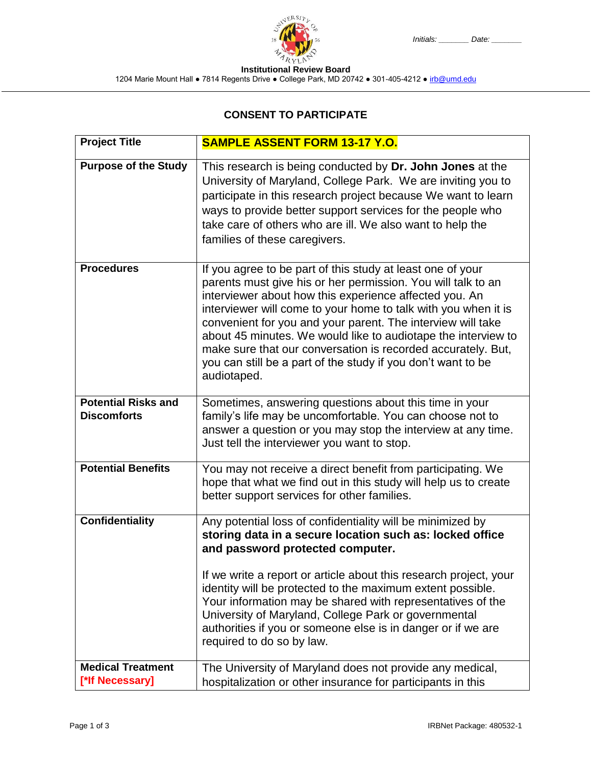Initials: _______ Date: _______

**Institutional Review Board**
1204 Marie Mount Hall ● 7814 Regents Drive ● College Park, MD 20742 ● 301-405-4212 ● irb@umd.edu

## CONSENT TO PARTICIPATE

| **Project Title** | **SAMPLE ASSENT FORM 13-17 Y.O.** |
|---|---|
| **Purpose of the Study** | This research is being conducted by **Dr. John Jones** at the University of Maryland, College Park. We are inviting you to participate in this research project because We want to learn ways to provide better support services for the people who take care of others who are ill. We also want to help the families of these caregivers. |
| **Procedures** | If you agree to be part of this study at least one of your parents must give his or her permission. You will talk to an interviewer about how this experience affected you. An interviewer will come to your home to talk with you when it is convenient for you and your parent. The interview will take about 45 minutes. We would like to audiotape the interview to make sure that our conversation is recorded accurately. But, you can still be a part of the study if you don't want to be audiotaped. |
| **Potential Risks and Discomforts** | Sometimes, answering questions about this time in your family's life may be uncomfortable. You can choose not to answer a question or you may stop the interview at any time. Just tell the interviewer you want to stop. |
| **Potential Benefits** | You may not receive a direct benefit from participating. We hope that what we find out in this study will help us to create better support services for other families. |
| **Confidentiality** | Any potential loss of confidentiality will be minimized by **storing data in a secure location such as: locked office and password protected computer.**<br><br>If we write a report or article about this research project, your identity will be protected to the maximum extent possible. Your information may be shared with representatives of the University of Maryland, College Park or governmental authorities if you or someone else is in danger or if we are required to do so by law. |
| **Medical Treatment** [*If Necessary] | The University of Maryland does not provide any medical, hospitalization or other insurance for participants in this |

IRBNet Package: 480532-1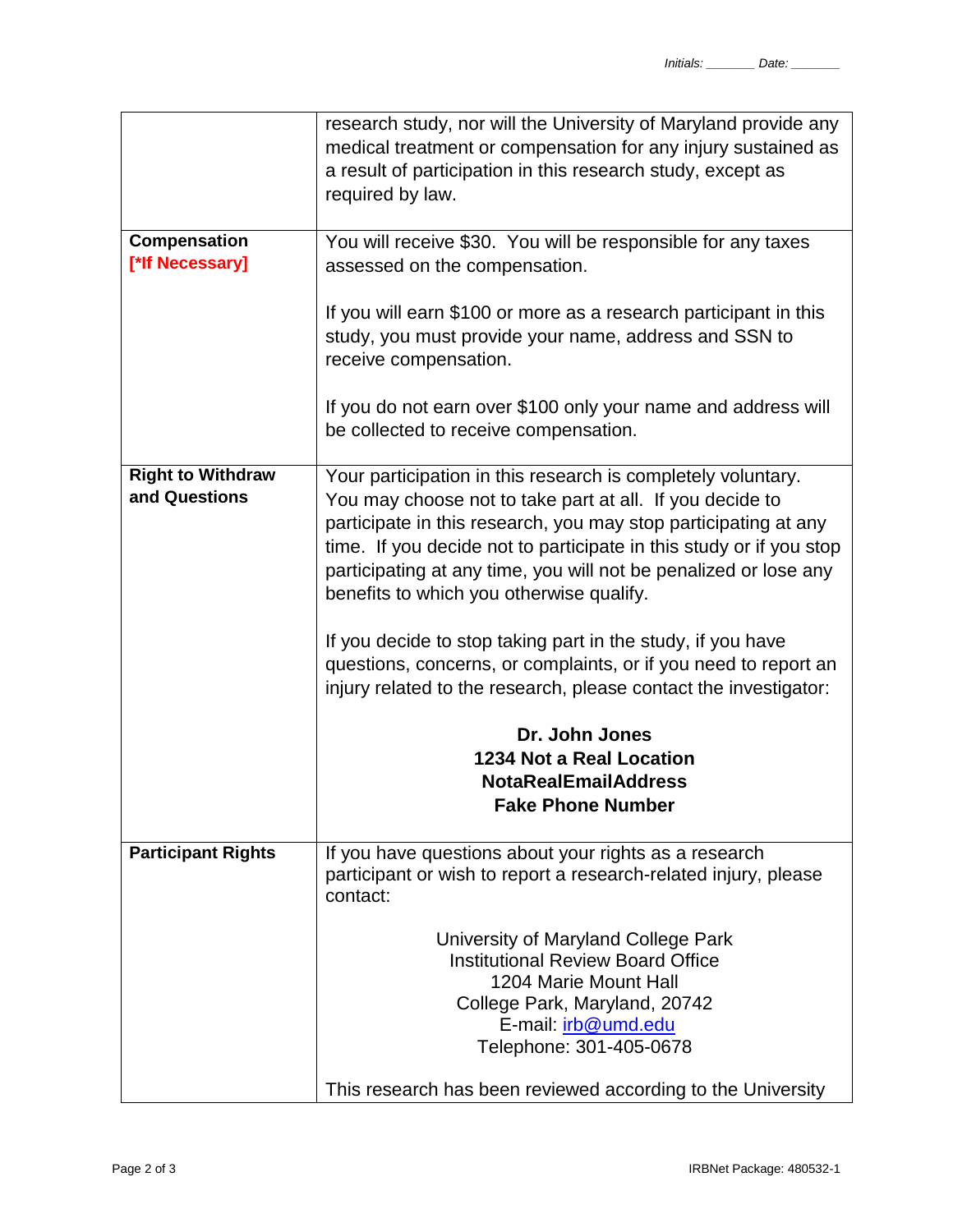| | |
|---|---|
| | research study, nor will the University of Maryland provide any medical treatment or compensation for any injury sustained as a result of participation in this research study, except as required by law. |
| **Compensation** **[*If Necessary]** | You will receive $30. You will be responsible for any taxes assessed on the compensation.<br><br>If you will earn $100 or more as a research participant in this study, you must provide your name, address and SSN to receive compensation.<br><br>If you do not earn over $100 only your name and address will be collected to receive compensation. |
| **Right to Withdraw and Questions** | Your participation in this research is completely voluntary. You may choose not to take part at all. If you decide to participate in this research, you may stop participating at any time. If you decide not to participate in this study or if you stop participating at any time, you will not be penalized or lose any benefits to which you otherwise qualify.<br><br>If you decide to stop taking part in the study, if you have questions, concerns, or complaints, or if you need to report an injury related to the research, please contact the investigator:<br><br>**Dr. John Jones**<br>**1234 Not a Real Location**<br>**NotaRealEmailAddress**<br>**Fake Phone Number** |
| **Participant Rights** | If you have questions about your rights as a research participant or wish to report a research-related injury, please contact:<br><br>University of Maryland College Park<br>Institutional Review Board Office<br>1204 Marie Mount Hall<br>College Park, Maryland, 20742<br>E-mail: irb@umd.edu<br>Telephone: 301-405-0678<br><br>This research has been reviewed according to the University |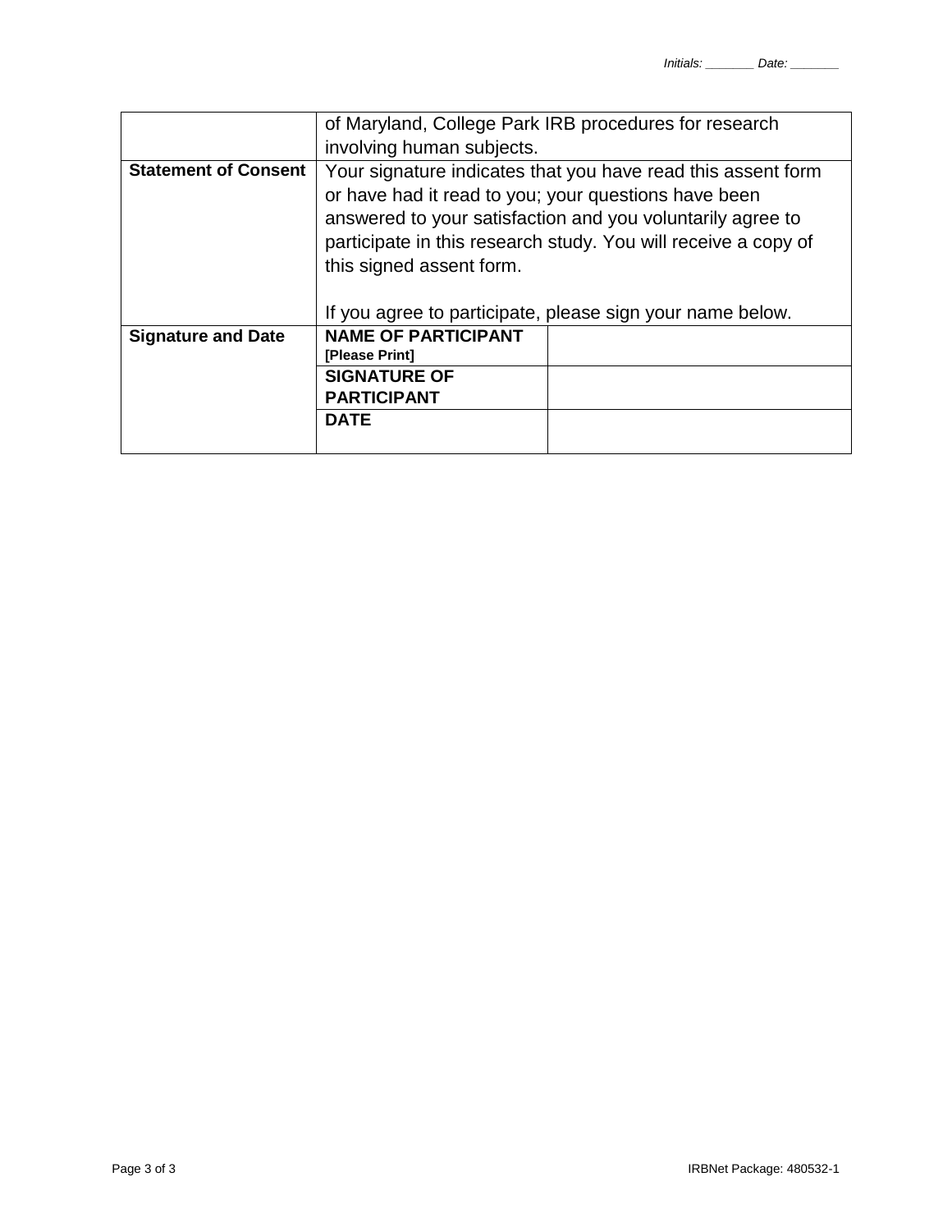| | | |
|---|---|---|
| | of Maryland, College Park IRB procedures for research involving human subjects. | |
| **Statement of Consent** | Your signature indicates that you have read this assent form or have had it read to you; your questions have been answered to your satisfaction and you voluntarily agree to participate in this research study. You will receive a copy of this signed assent form.<br><br>If you agree to participate, please sign your name below. | |
| **Signature and Date** | **NAME OF PARTICIPANT** **[Please Print]** | |
| | **SIGNATURE OF PARTICIPANT** | |
| | **DATE** | |